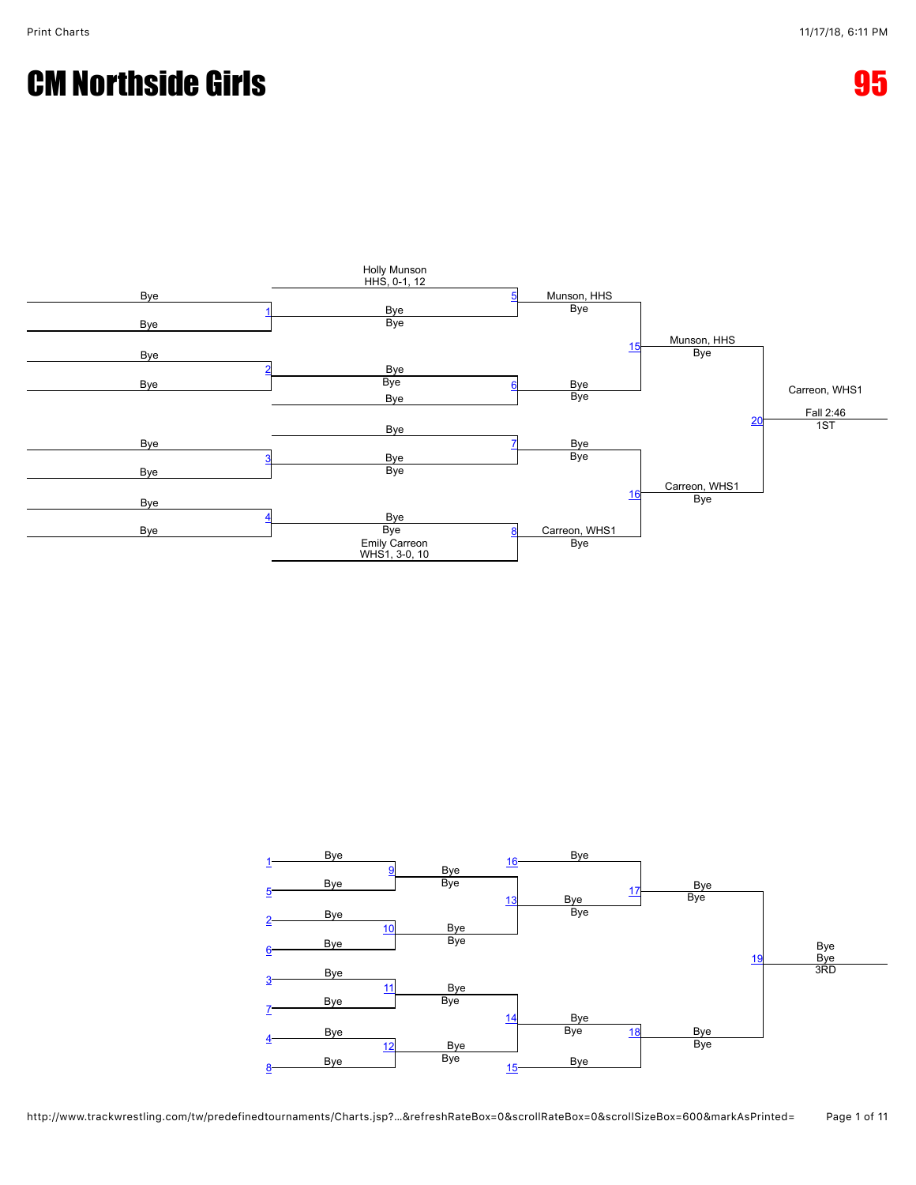# CM Northside Girls

# 95

## Championship Bracket

| Match | Wrestler 1 | Wrestler 2 | Winner / Result |
| --- | --- | --- | --- |
| 1 | Bye | Bye | Bye |
| 2 | Bye | Bye | Bye |
| 3 | Bye | Bye | Bye |
| 4 | Bye | Bye | Bye |
| 5 | Holly Munson HHS, 0-1, 12 | Bye | Munson, HHS / Bye |
| 6 | Bye | Bye | Bye / Bye |
| 7 | Bye | Bye | Bye / Bye |
| 8 | Bye | Emily Carreon WHS1, 3-0, 10 | Carreon, WHS1 / Bye |
| 15 | Munson, HHS | Bye | Munson, HHS / Bye |
| 16 | Bye | Carreon, WHS1 | Carreon, WHS1 / Bye |
| 20 | Munson, HHS | Carreon, WHS1 | Carreon, WHS1 — Fall 2:46 — 1ST |

## Consolation Bracket

| Match | Wrestler 1 | Wrestler 2 | Winner / Result |
| --- | --- | --- | --- |
| 9 | Bye (1) | Bye (5) | Bye / Bye |
| 10 | Bye (2) | Bye (6) | Bye / Bye |
| 11 | Bye (3) | Bye (7) | Bye / Bye |
| 12 | Bye (4) | Bye (8) | Bye / Bye |
| 13 | Bye | Bye | Bye / Bye |
| 14 | Bye | Bye | Bye / Bye |
| 17 | Bye (16) | Bye | Bye / Bye |
| 18 | Bye | Bye (15) | Bye / Bye |
| 19 | Bye | Bye | Bye / Bye — 3RD |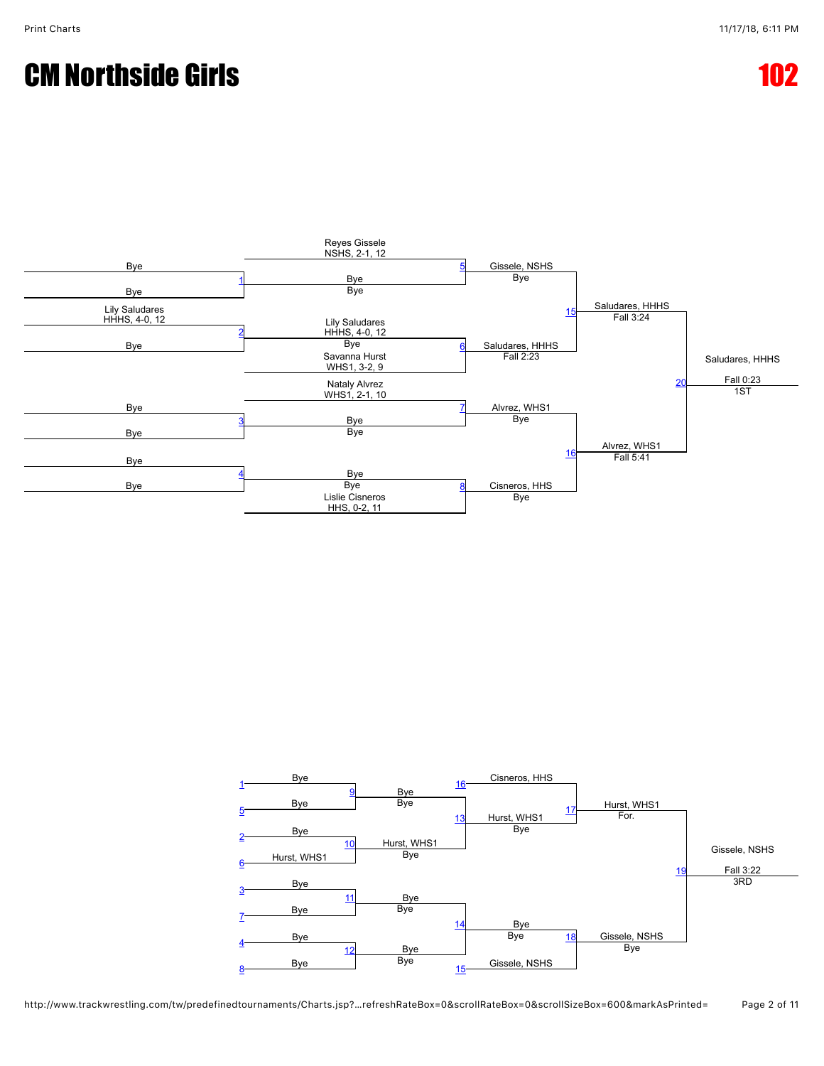# CM Northside Girls

# 102

## Championship Bracket

| Round 1 | | Round 2 | | Quarterfinals | | Semifinals | | Final |
|---|---|---|---|---|---|---|---|---|
| Bye vs Bye | 1 | Reyes Gissele, NSHS, 2-1, 12 vs Bye (Bye) | 5 | Gissele, NSHS (Bye) | 15 | Saludares, HHHS (Fall 3:24) | 20 | Saludares, HHHS (Fall 0:23) 1ST |
| Lily Saludares, HHHS, 4-0, 12 vs Bye | 2 | Lily Saludares, HHHS, 4-0, 12 (Bye) vs Savanna Hurst, WHS1, 3-2, 9 | 6 | Saludares, HHHS (Fall 2:23) | | | | |
| Bye vs Bye | 3 | Nataly Alvrez, WHS1, 2-1, 10 vs Bye (Bye) | 7 | Alvrez, WHS1 (Bye) | 16 | Alvrez, WHS1 (Fall 5:41) | | |
| Bye vs Bye | 4 | Bye (Bye) vs Lislie Cisneros, HHS, 0-2, 11 | 8 | Cisneros, HHS (Bye) | | | | |

## Consolation Bracket

| Round 1 | | Round 2 | | Round 3 | | Round 4 | | Final |
|---|---|---|---|---|---|---|---|---|
| 1 Bye vs 5 Bye | 9 | Bye (Bye) | 13 | Hurst, WHS1 (Bye) vs 16 Cisneros, HHS | 17 | Hurst, WHS1 (For.) | 19 | Gissele, NSHS (Fall 3:22) 3RD |
| 2 Bye vs 6 Hurst, WHS1 | 10 | Hurst, WHS1 (Bye) | | | | | | |
| 3 Bye vs 7 Bye | 11 | Bye (Bye) | 14 | Bye (Bye) vs 15 Gissele, NSHS | 18 | Gissele, NSHS (Bye) | | |
| 4 Bye vs 8 Bye | 12 | Bye (Bye) | | | | | | |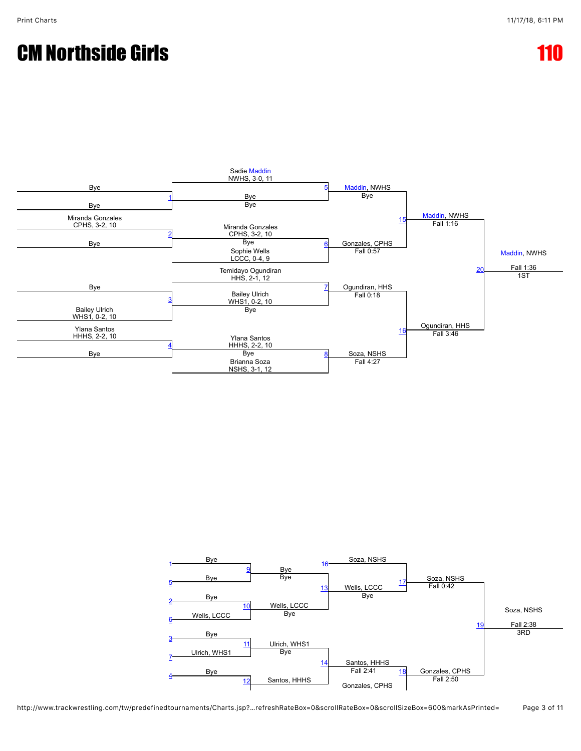# CM Northside Girls

# 110

## Championship Bracket

**Round 1**

- Match 1: Bye vs. Bye
- Match 2: Miranda Gonzales, CPHS, 3-2, 10 vs. Bye
- Match 3: Bye vs. Bailey Ulrich, WHS1, 0-2, 10
- Match 4: Ylana Santos, HHHS, 2-2, 10 vs. Bye

**Round 2**

- Match 5: Sadie Maddin, NWHS, 3-0, 11 vs. Bye — Maddin, NWHS (Bye)
- Match 6: Miranda Gonzales, CPHS, 3-2, 10 vs. Sophie Wells, LCCC, 0-4, 9 — Gonzales, CPHS (Fall 0:57)
- Match 7: Temidayo Ogundiran, HHS, 2-1, 12 vs. Bailey Ulrich, WHS1, 0-2, 10 — Ogundiran, HHS (Fall 0:18)
- Match 8: Ylana Santos, HHHS, 2-2, 10 vs. Brianna Soza, NSHS, 3-1, 12 — Soza, NSHS (Fall 4:27)

**Semifinals**

- Match 15: Maddin, NWHS vs. Gonzales, CPHS — Maddin, NWHS (Fall 1:16)
- Match 16: Ogundiran, HHS vs. Soza, NSHS — Ogundiran, HHS (Fall 3:46)

**Final**

- Match 20: Maddin, NWHS vs. Ogundiran, HHS — Maddin, NWHS (Fall 1:36) — 1ST

## Consolation Bracket

- Match 9: Bye (loser of 1) vs. Bye (loser of 5) — Bye
- Match 10: Bye (loser of 2) vs. Wells, LCCC (loser of 6) — Wells, LCCC (Bye)
- Match 11: Bye (loser of 3) vs. Ulrich, WHS1 (loser of 7) — Ulrich, WHS1 (Bye)
- Match 12: Bye (loser of 4) vs. Santos, HHHS — Santos, HHHS
- Match 13: Bye vs. Wells, LCCC — Wells, LCCC (Bye)
- Match 14: Ulrich, WHS1 vs. Santos, HHHS — Santos, HHHS (Fall 2:41)
- Match 17: Soza, NSHS (loser of 16) vs. Wells, LCCC — Soza, NSHS (Fall 0:42)
- Match 18: Santos, HHHS vs. Gonzales, CPHS (loser of 15) — Gonzales, CPHS (Fall 2:50)
- Match 19: Soza, NSHS vs. Gonzales, CPHS — Soza, NSHS (Fall 2:38) — 3RD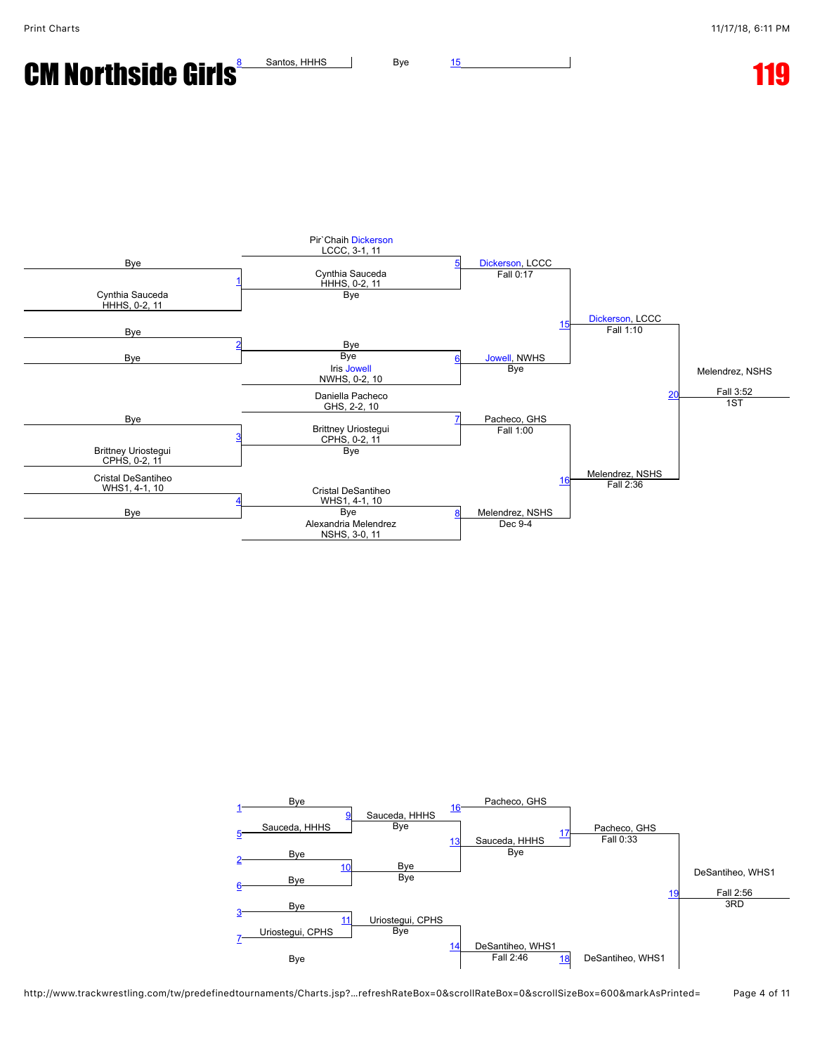# CM Northside Girls

# 119

8 Santos, HHHS — Bye — 15

## Championship Bracket

**Match 1:** Bye vs Cynthia Sauceda, HHHS, 0-2, 11 — Winner: Cynthia Sauceda, HHHS, 0-2, 11 (Bye)

**Match 2:** Bye vs Bye — Winner: Bye

**Match 3:** Bye vs Brittney Uriostegui, CPHS, 0-2, 11 — Winner: Brittney Uriostegui, CPHS, 0-2, 11 (Bye)

**Match 4:** Cristal DeSantiheo, WHS1, 4-1, 10 vs Bye — Winner: Cristal DeSantiheo, WHS1, 4-1, 10 (Bye)

**Match 5:** Pir`Chaih Dickerson, LCCC, 3-1, 11 vs Cynthia Sauceda, HHHS, 0-2, 11 — Winner: Dickerson, LCCC (Fall 0:17)

**Match 6:** Bye vs Iris Jowell, NWHS, 0-2, 10 — Winner: Jowell, NWHS (Bye)

**Match 7:** Daniella Pacheco, GHS, 2-2, 10 vs Brittney Uriostegui, CPHS, 0-2, 11 — Winner: Pacheco, GHS (Fall 1:00)

**Match 8:** Cristal DeSantiheo, WHS1, 4-1, 10 vs Alexandria Melendrez, NSHS, 3-0, 11 — Winner: Melendrez, NSHS (Dec 9-4)

**Match 15:** Dickerson, LCCC vs Jowell, NWHS — Winner: Dickerson, LCCC (Fall 1:10)

**Match 16:** Pacheco, GHS vs Melendrez, NSHS — Winner: Melendrez, NSHS (Fall 2:36)

**Match 20:** Dickerson, LCCC vs Melendrez, NSHS — Winner: Melendrez, NSHS (Fall 3:52) — 1ST

## Consolation Bracket

**Match 9:** Bye (L1) vs Sauceda, HHHS (L5) — Winner: Sauceda, HHHS (Bye)

**Match 10:** Bye (L2) vs Bye (L6) — Winner: Bye (Bye)

**Match 11:** Bye (L3) vs Uriostegui, CPHS (L7) — Winner: Uriostegui, CPHS (Bye)

**Match 12:** Bye (L4) vs Bye (L8)

**Match 13:** Sauceda, HHHS vs Bye — Winner: Sauceda, HHHS (Bye)

**Match 14:** Uriostegui, CPHS vs DeSantiheo, WHS1 — Winner: DeSantiheo, WHS1 (Fall 2:46)

**Match 17:** Pacheco, GHS (L16) vs Sauceda, HHHS — Winner: Pacheco, GHS (Fall 0:33)

**Match 18:** DeSantiheo, WHS1

**Match 19:** Pacheco, GHS vs DeSantiheo, WHS1 — Winner: DeSantiheo, WHS1 (Fall 2:56) — 3RD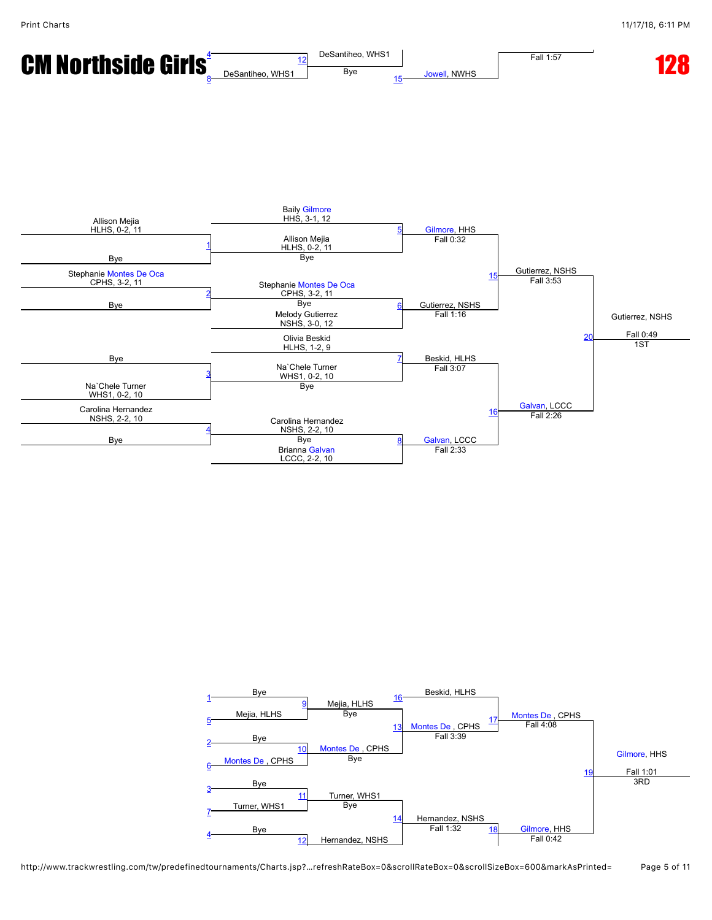# CM Northside Girls

# 128

(continued from previous bracket)

4 / 8 — DeSantiheo, WHS1 — 12 — DeSantiheo, WHS1 / Bye — 15 — Jowell, NWHS — Fall 1:57

## Championship Bracket

**Round 1**

1. Allison Mejia, HLHS, 0-2, 11 vs Bye
2. Stephanie Montes De Oca, CPHS, 3-2, 11 vs Bye
3. Bye vs Na`Chele Turner, WHS1, 0-2, 10
4. Carolina Hernandez, NSHS, 2-2, 10 vs Bye

**Quarterfinals**

5. Baily Gilmore, HHS, 3-1, 12 vs Allison Mejia, HLHS, 0-2, 11 (Bye) — Gilmore, HHS — Fall 0:32
6. Stephanie Montes De Oca, CPHS, 3-2, 11 (Bye) vs Melody Gutierrez, NSHS, 3-0, 12 — Gutierrez, NSHS — Fall 1:16
7. Olivia Beskid, HLHS, 1-2, 9 vs Na`Chele Turner, WHS1, 0-2, 10 (Bye) — Beskid, HLHS — Fall 3:07
8. Carolina Hernandez, NSHS, 2-2, 10 (Bye) vs Brianna Galvan, LCCC, 2-2, 10 — Galvan, LCCC — Fall 2:33

**Semifinals**

15. Gilmore, HHS vs Gutierrez, NSHS — Gutierrez, NSHS — Fall 3:53
16. Beskid, HLHS vs Galvan, LCCC — Galvan, LCCC — Fall 2:26

**Final**

20. Gutierrez, NSHS vs Galvan, LCCC — Gutierrez, NSHS — Fall 0:49 — 1ST

## Consolation Bracket

9. Bye (L1) vs Mejia, HLHS (L5) — Mejia, HLHS — Bye
10. Bye (L2) vs Montes De , CPHS (L6) — Montes De , CPHS — Bye
11. Bye (L3) vs Turner, WHS1 (L7) — Turner, WHS1 — Bye
12. Bye (L4) vs Hernandez, NSHS (L8) — Hernandez, NSHS
13. Mejia, HLHS vs Montes De , CPHS — Montes De , CPHS — Fall 3:39
14. Turner, WHS1 vs Hernandez, NSHS — Hernandez, NSHS — Fall 1:32
17. Beskid, HLHS (L16) vs Montes De , CPHS — Montes De , CPHS — Fall 4:08
18. Hernandez, NSHS vs Gilmore, HHS (L15) — Gilmore, HHS — Fall 0:42
19. Montes De , CPHS vs Gilmore, HHS — Gilmore, HHS — Fall 1:01 — 3RD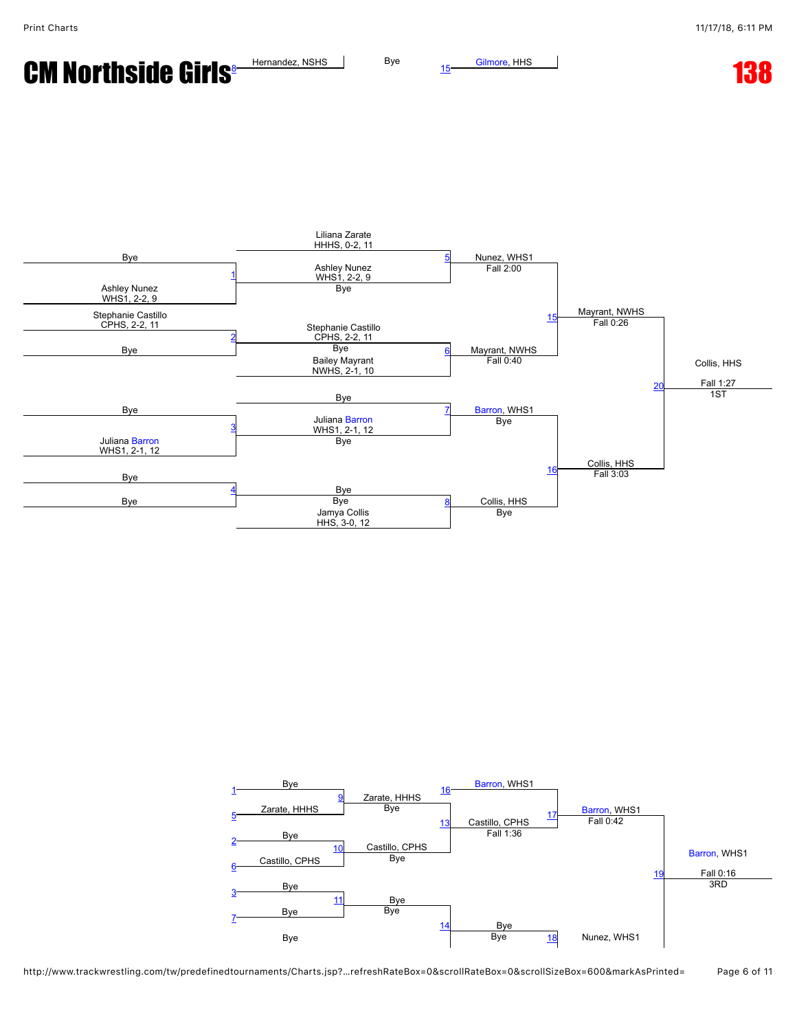# CM Northside Girls

# 138

Hernandez, NSHS — 8 — Bye — 15 — Gilmore, HHS

## Championship Bracket

**Round 1**

- Match 1: Bye vs Ashley Nunez, WHS1, 2-2, 9
- Match 2: Stephanie Castillo, CPHS, 2-2, 11 vs Bye
- Match 3: Bye vs Juliana Barron, WHS1, 2-1, 12
- Match 4: Bye vs Bye

**Round 2**

- Match 5: Liliana Zarate, HHHS, 0-2, 11 vs Ashley Nunez, WHS1, 2-2, 9 — Nunez, WHS1, Fall 2:00
- Match 6: Stephanie Castillo, CPHS, 2-2, 11 vs Bailey Mayrant, NWHS, 2-1, 10 — Mayrant, NWHS, Fall 0:40
- Match 7: Bye vs Juliana Barron, WHS1, 2-1, 12 — Barron, WHS1, Bye
- Match 8: Bye vs Jamya Collis, HHS, 3-0, 12 — Collis, HHS, Bye

**Semifinals**

- Match 15: Nunez, WHS1 vs Mayrant, NWHS — Mayrant, NWHS, Fall 0:26
- Match 16: Barron, WHS1 vs Collis, HHS — Collis, HHS, Fall 3:03

**Final**

- Match 20: Mayrant, NWHS vs Collis, HHS — Collis, HHS, Fall 1:27 — 1ST

## Consolation Bracket

- Match 9: Bye (L1) vs Zarate, HHHS (L5) — Zarate, HHHS, Bye
- Match 10: Bye (L2) vs Castillo, CPHS (L6) — Castillo, CPHS, Bye
- Match 11: Bye (L3) vs Bye (L7) — Bye, Bye
- Match 13: Zarate, HHHS vs Castillo, CPHS — Castillo, CPHS, Fall 1:36
- Match 14: Bye vs Bye — Bye, Bye
- Match 17: Barron, WHS1 (L16) vs Castillo, CPHS — Barron, WHS1, Fall 0:42
- Match 18: Bye vs Nunez, WHS1
- Match 19: Barron, WHS1 vs Nunez, WHS1 — Barron, WHS1, Fall 0:16 — 3RD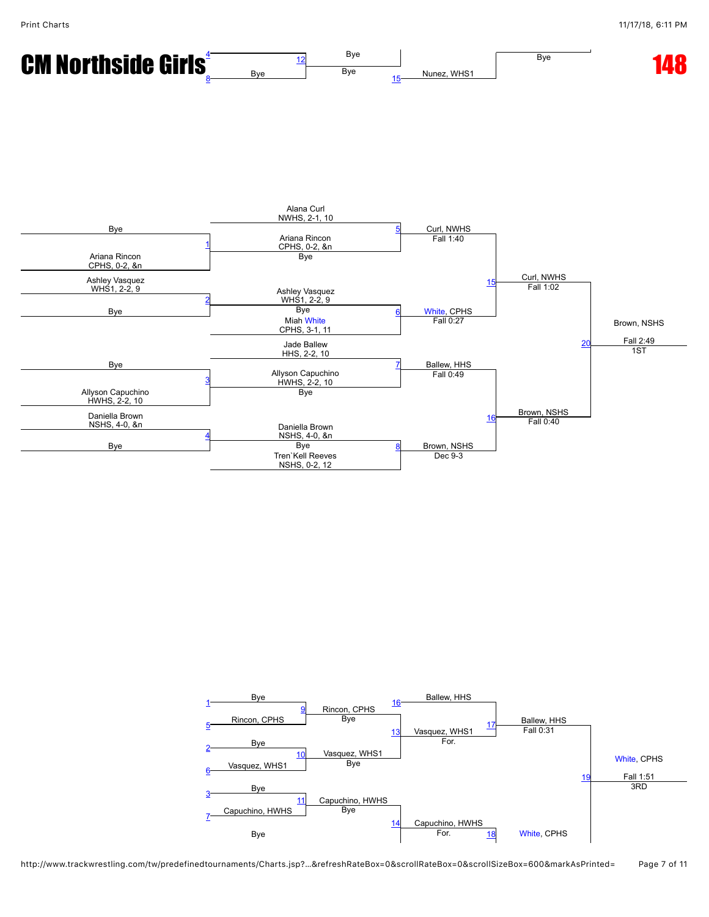# CM Northside Girls

## 148

**Top fragment (continued bracket):**

- 4 / 8 — Bye → 12 — Bye / Bye
- 15 — Nunez, WHS1 — Bye

**Championship Bracket**

| Round 1 | Quarterfinals | Semifinals | Finals | Champion |
|---|---|---|---|---|
| Bye vs. Ariana Rincon, CPHS, 0-2, &n (1) → Ariana Rincon, CPHS, 0-2, &n, Bye | Alana Curl, NWHS, 2-1, 10 vs. Ariana Rincon, CPHS, 0-2, &n (5) → Curl, NWHS, Fall 1:40 | Curl, NWHS vs. White, CPHS (15) → Curl, NWHS, Fall 1:02 | Curl, NWHS vs. Brown, NSHS (20) → Brown, NSHS, Fall 2:49 | Brown, NSHS — 1ST |
| Ashley Vasquez, WHS1, 2-2, 9 vs. Bye (2) → Ashley Vasquez, WHS1, 2-2, 9, Bye | Ashley Vasquez, WHS1, 2-2, 9 vs. Miah White, CPHS, 3-1, 11 (6) → White, CPHS, Fall 0:27 | | | |
| Bye vs. Allyson Capuchino, HWHS, 2-2, 10 (3) → Allyson Capuchino, HWHS, 2-2, 10, Bye | Jade Ballew, HHS, 2-2, 10 vs. Allyson Capuchino, HWHS, 2-2, 10 (7) → Ballew, HHS, Fall 0:49 | Ballew, HHS vs. Brown, NSHS (16) → Brown, NSHS, Fall 0:40 | | |
| Daniella Brown, NSHS, 4-0, &n vs. Bye (4) → Daniella Brown, NSHS, 4-0, &n, Bye | Daniella Brown, NSHS, 4-0, &n vs. Tren`Kell Reeves, NSHS, 0-2, 12 (8) → Brown, NSHS, Dec 9-3 | | | |

**Consolation Bracket**

| Round 1 | Round 2 | Round 3 | Semifinal | 3rd Place |
|---|---|---|---|---|
| 1 Bye vs. 5 Rincon, CPHS (9) → Rincon, CPHS, Bye | Ballew, HHS (16) vs. Rincon, CPHS → 13 Vasquez, WHS1, For. | Ballew, HHS vs. Vasquez, WHS1 (17) → Ballew, HHS, Fall 0:31 | Ballew, HHS vs. White, CPHS (19) → White, CPHS, Fall 1:51 | White, CPHS — 3RD |
| 2 Bye vs. 6 Vasquez, WHS1 (10) → Vasquez, WHS1, Bye | | | | |
| 3 Bye vs. 7 Capuchino, HWHS (11) → Capuchino, HWHS, Bye | Capuchino, HWHS vs. Bye (14) → Capuchino, HWHS, For. | Capuchino, HWHS vs. White, CPHS (18) → White, CPHS | | |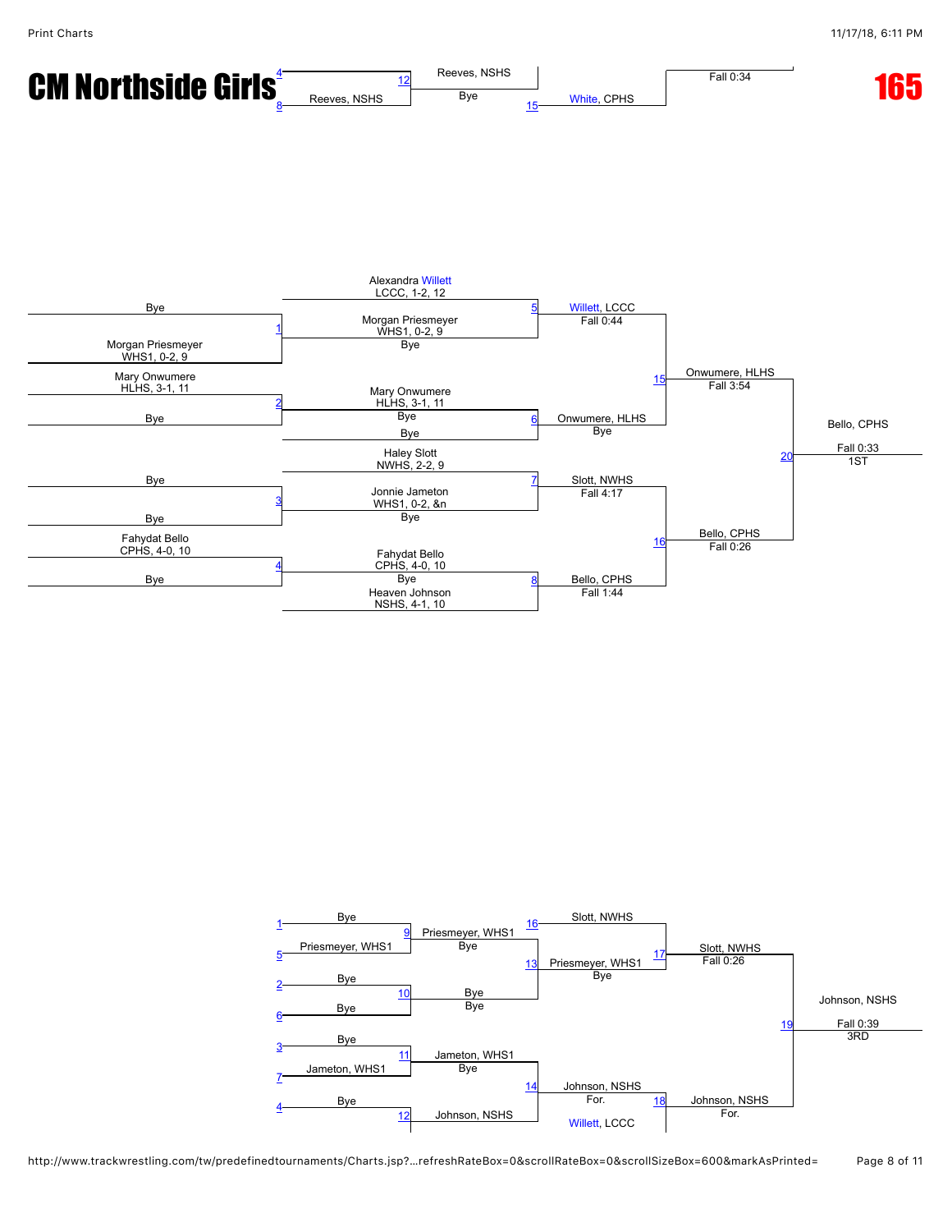# CM Northside Girls

# 165

4 Reeves, NSHS
12 Reeves, NSHS
Bye
8
15 White, CPHS
Fall 0:34

## Championship Bracket

Alexandra Willett
LCCC, 1-2, 12

Bye
1 Morgan Priesmeyer
WHS1, 0-2, 9
Morgan Priesmeyer
WHS1, 0-2, 9
Bye
5 Willett, LCCC
Fall 0:44

Mary Onwumere
HLHS, 3-1, 11
2 Mary Onwumere
HLHS, 3-1, 11
Bye
Bye
Bye
6 Onwumere, HLHS
Bye

15 Onwumere, HLHS
Fall 3:54

Haley Slott
NWHS, 2-2, 9
Bye
3 Jonnie Jameton
WHS1, 0-2, &n
Bye
Bye
7 Slott, NWHS
Fall 4:17

Fahydat Bello
CPHS, 4-0, 10
4 Fahydat Bello
CPHS, 4-0, 10
Bye
Bye
Heaven Johnson
NSHS, 4-1, 10
8 Bello, CPHS
Fall 1:44

16 Bello, CPHS
Fall 0:26

20 Bello, CPHS
Fall 0:33
1ST

## Consolation Bracket

1 Bye
9 Priesmeyer, WHS1
5 Priesmeyer, WHS1
Bye
16 Slott, NWHS
13 Priesmeyer, WHS1
Bye
17 Slott, NWHS
Fall 0:26

2 Bye
10 Bye
6 Bye
Bye

3 Bye
11 Jameton, WHS1
7 Jameton, WHS1
Bye
14 Johnson, NSHS
For.
Willett, LCCC
18 Johnson, NSHS
For.

4 Bye
12 Johnson, NSHS

19 Johnson, NSHS
Fall 0:39
3RD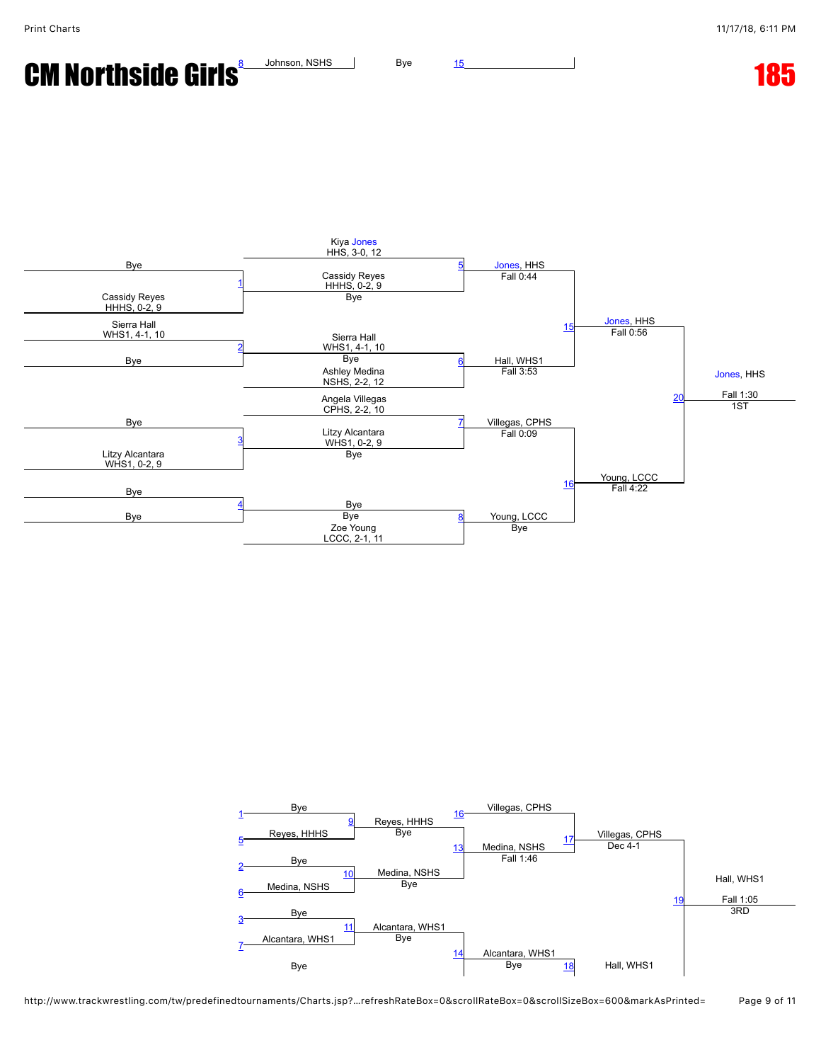# CM Northside Girls

# 185

8 Johnson, NSHS — Bye — 15

## Championship Bracket

**Round 1**

- Match 1: Bye vs. Cassidy Reyes, HHHS, 0-2, 9
- Match 2: Sierra Hall, WHS1, 4-1, 10 vs. Bye
- Match 3: Bye vs. Litzy Alcantara, WHS1, 0-2, 9
- Match 4: Bye vs. Bye

**Quarterfinals**

- Match 5: Kiya Jones, HHS, 3-0, 12 vs. Cassidy Reyes, HHHS, 0-2, 9 — Jones, HHS, Fall 0:44
- Match 6: Sierra Hall, WHS1, 4-1, 10 vs. Ashley Medina, NSHS, 2-2, 12 — Hall, WHS1, Fall 3:53
- Match 7: Angela Villegas, CPHS, 2-2, 10 vs. Litzy Alcantara, WHS1, 0-2, 9 — Villegas, CPHS, Fall 0:09
- Match 8: Bye vs. Zoe Young, LCCC, 2-1, 11 — Young, LCCC, Bye

**Semifinals**

- Match 15: Jones, HHS vs. Hall, WHS1 — Jones, HHS, Fall 0:56
- Match 16: Villegas, CPHS vs. Young, LCCC — Young, LCCC, Fall 4:22

**Final**

- Match 20: Jones, HHS vs. Young, LCCC — Jones, HHS, Fall 1:30 — 1ST

## Consolation Bracket

- Match 9: Bye (loser of 1) vs. Reyes, HHHS (loser of 5) — Reyes, HHHS, Bye
- Match 10: Bye (loser of 2) vs. Medina, NSHS (loser of 6) — Medina, NSHS, Bye
- Match 11: Bye (loser of 3) vs. Alcantara, WHS1 (loser of 7) — Alcantara, WHS1, Bye
- Match 13: Reyes, HHHS vs. Medina, NSHS — Medina, NSHS, Fall 1:46
- Match 14: Alcantara, WHS1 vs. Bye — Alcantara, WHS1, Bye
- Match 17: Villegas, CPHS (loser of 16) vs. Medina, NSHS — Villegas, CPHS, Dec 4-1
- Match 18: Alcantara, WHS1 vs. Hall, WHS1 (loser of 15)
- Match 19: Villegas, CPHS vs. Hall, WHS1 — Hall, WHS1, Fall 1:05 — 3RD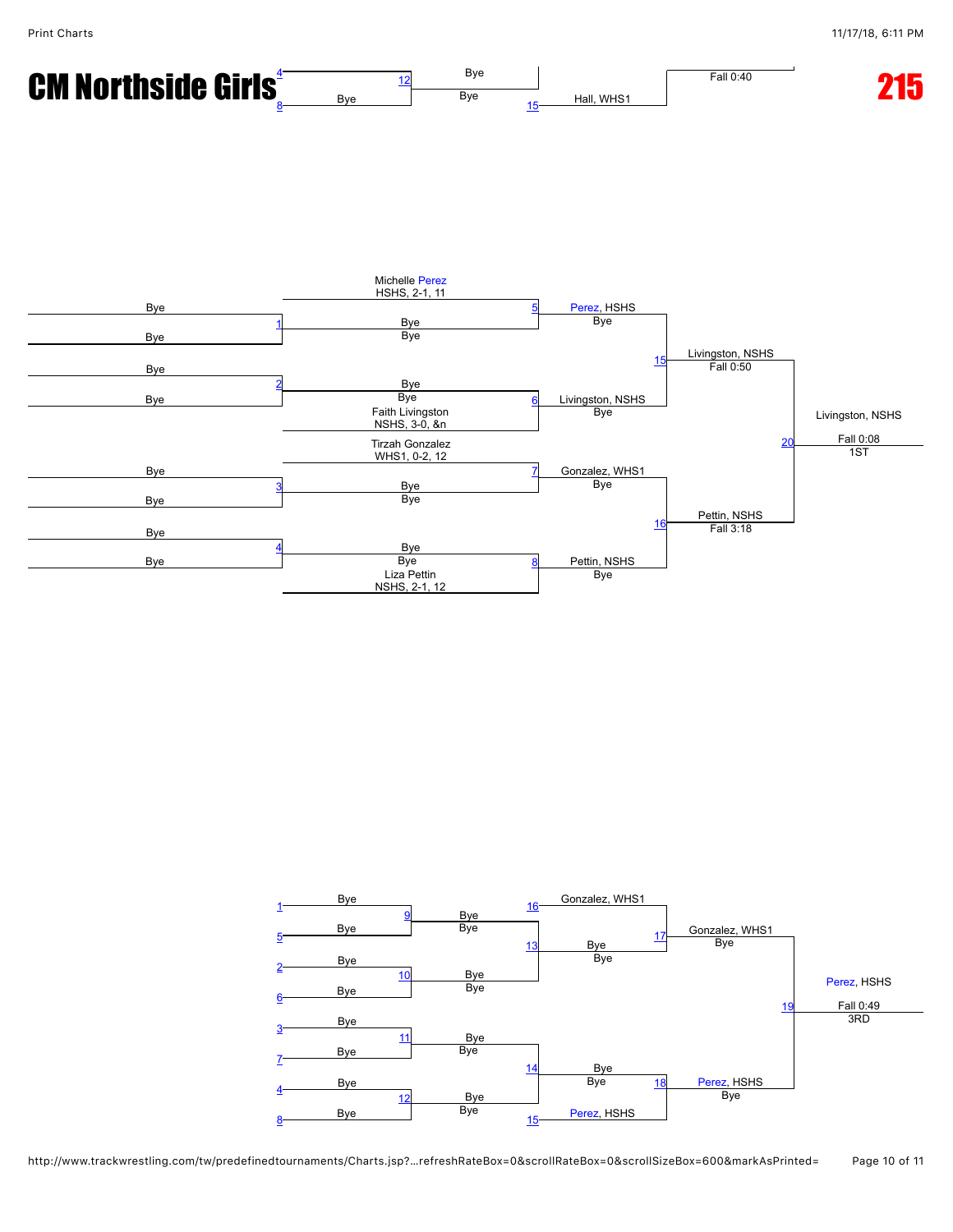# CM Northside Girls

# 215

4 Bye
12 Bye
8 Bye
15 Hall, WHS1
Fall 0:40

Michelle Perez
HSHS, 2-1, 11

Bye
1
Bye
Bye
Bye
5 Perez, HSHS
Bye

Bye
2
Bye
Bye
Bye
Faith Livingston
NSHS, 3-0, &n
6 Livingston, NSHS
Bye

15 Livingston, NSHS
Fall 0:50

Tirzah Gonzalez
WHS1, 0-2, 12

Bye
3
Bye
Bye
Bye
7 Gonzalez, WHS1
Bye

Bye
4
Bye
Bye
Bye
Liza Pettin
NSHS, 2-1, 12
8 Pettin, NSHS
Bye

16 Pettin, NSHS
Fall 3:18

20 Livingston, NSHS
Fall 0:08
1ST

1 Bye
5 Bye
9 Bye
Bye

2 Bye
6 Bye
10 Bye
Bye

13 Bye
Bye

16 Gonzalez, WHS1
17 Gonzalez, WHS1
Bye

3 Bye
7 Bye
11 Bye
Bye

4 Bye
8 Bye
12 Bye
Bye

14 Bye
Bye
15 Perez, HSHS

18 Perez, HSHS
Bye

19 Perez, HSHS
Fall 0:49
3RD